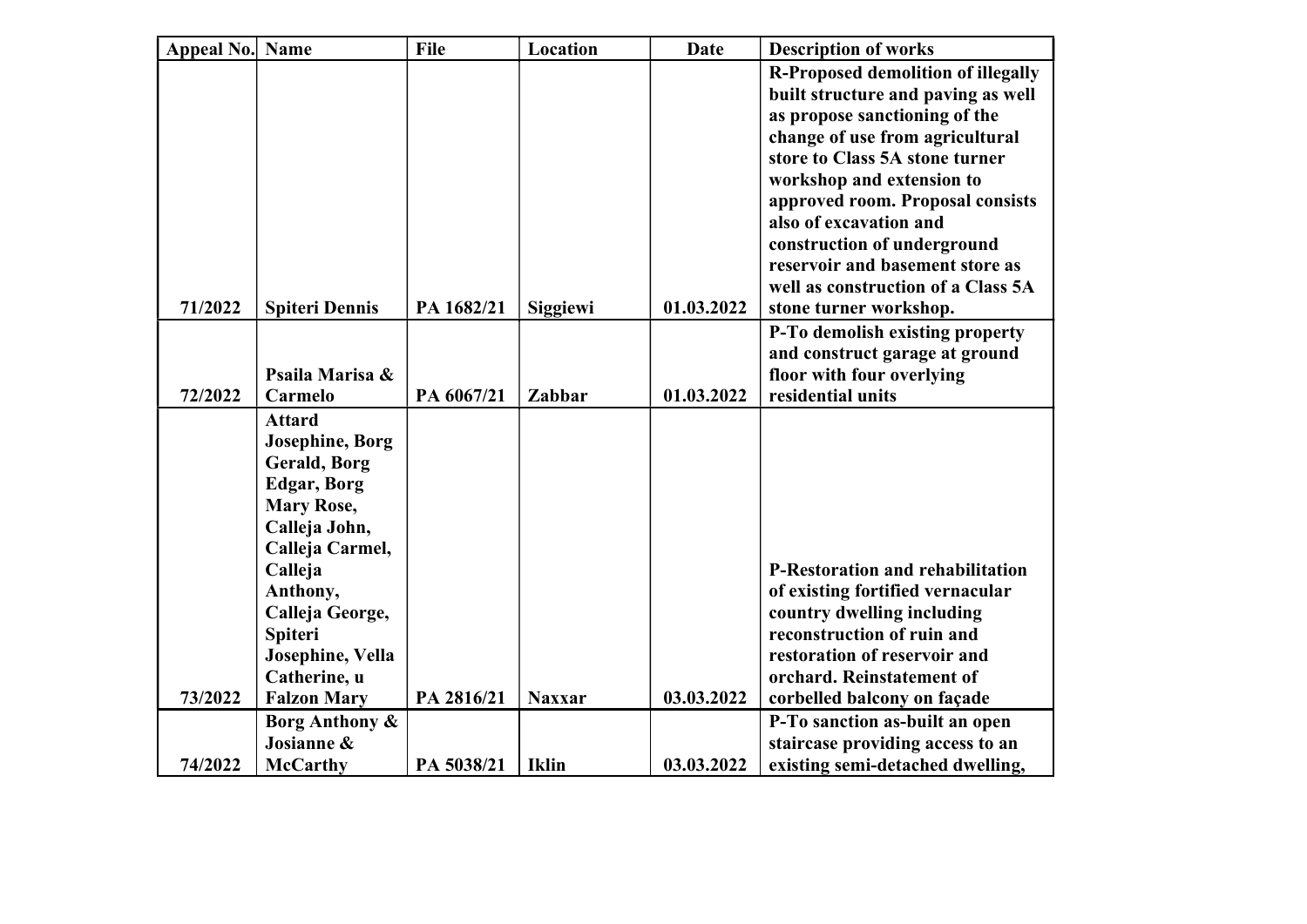| Appeal No. | Name | File | Location | Date | Description of works |
|---|---|---|---|---|---|
| 71/2022 | **Spiteri Dennis** | PA 1682/21 | **Siggiewi** | 01.03.2022 | **R-Proposed demolition of illegally built structure and paving as well as propose sanctioning of the change of use from agricultural store to Class 5A stone turner workshop and extension to approved room. Proposal consists also of excavation and construction of underground reservoir and basement store as well as construction of a Class 5A stone turner workshop.** |
| 72/2022 | **Psaila Marisa & Carmelo** | PA 6067/21 | **Zabbar** | 01.03.2022 | **P-To demolish existing property and construct garage at ground floor with four overlying residential units** |
| 73/2022 | **Attard Josephine, Borg Gerald, Borg Edgar, Borg Mary Rose, Calleja John, Calleja Carmel, Calleja Anthony, Calleja George, Spiteri Josephine, Vella Catherine, u Falzon Mary** | PA 2816/21 | **Naxxar** | 03.03.2022 | **P-Restoration and rehabilitation of existing fortified vernacular country dwelling including reconstruction of ruin and restoration of reservoir and orchard. Reinstatement of corbelled balcony on façade** |
| 74/2022 | **Borg Anthony & Josianne & McCarthy** | PA 5038/21 | **Iklin** | 03.03.2022 | **P-To sanction as-built an open staircase providing access to an existing semi-detached dwelling,** |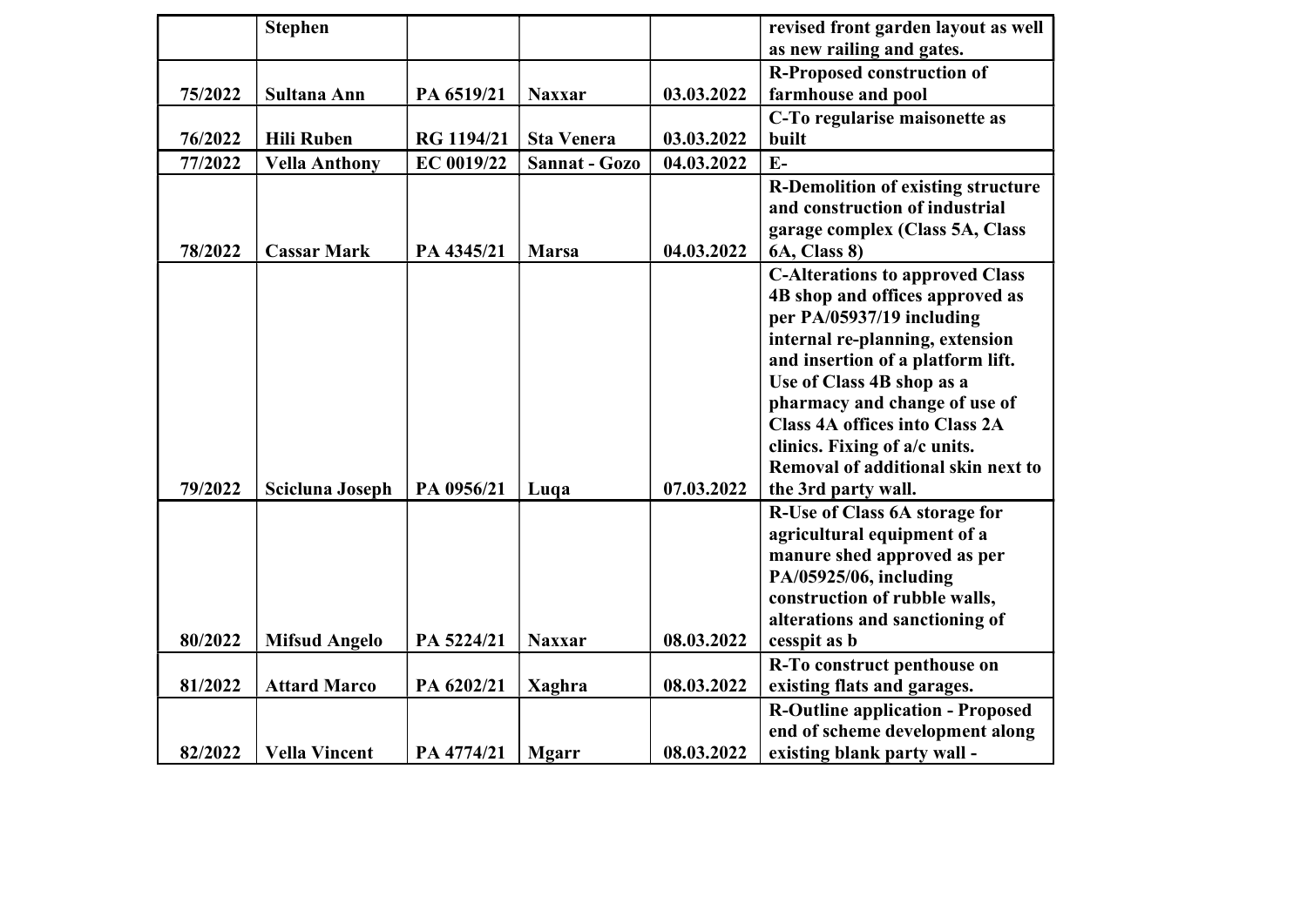| | | | | | |
|---|---|---|---|---|---|
| | **Stephen** | | | | **revised front garden layout as well as new railing and gates.** |
| **75/2022** | **Sultana Ann** | **PA 6519/21** | **Naxxar** | **03.03.2022** | **R-Proposed construction of farmhouse and pool** |
| **76/2022** | **Hili Ruben** | **RG 1194/21** | **Sta Venera** | **03.03.2022** | **C-To regularise maisonette as built** |
| **77/2022** | **Vella Anthony** | **EC 0019/22** | **Sannat - Gozo** | **04.03.2022** | **E-** |
| **78/2022** | **Cassar Mark** | **PA 4345/21** | **Marsa** | **04.03.2022** | **R-Demolition of existing structure and construction of industrial garage complex (Class 5A, Class 6A, Class 8)** |
| **79/2022** | **Scicluna Joseph** | **PA 0956/21** | **Luqa** | **07.03.2022** | **C-Alterations to approved Class 4B shop and offices approved as per PA/05937/19 including internal re-planning, extension and insertion of a platform lift. Use of Class 4B shop as a pharmacy and change of use of Class 4A offices into Class 2A clinics. Fixing of a/c units. Removal of additional skin next to the 3rd party wall.** |
| **80/2022** | **Mifsud Angelo** | **PA 5224/21** | **Naxxar** | **08.03.2022** | **R-Use of Class 6A storage for agricultural equipment of a manure shed approved as per PA/05925/06, including construction of rubble walls, alterations and sanctioning of cesspit as b** |
| **81/2022** | **Attard Marco** | **PA 6202/21** | **Xaghra** | **08.03.2022** | **R-To construct penthouse on existing flats and garages.** |
| **82/2022** | **Vella Vincent** | **PA 4774/21** | **Mgarr** | **08.03.2022** | **R-Outline application - Proposed end of scheme development along existing blank party wall -** |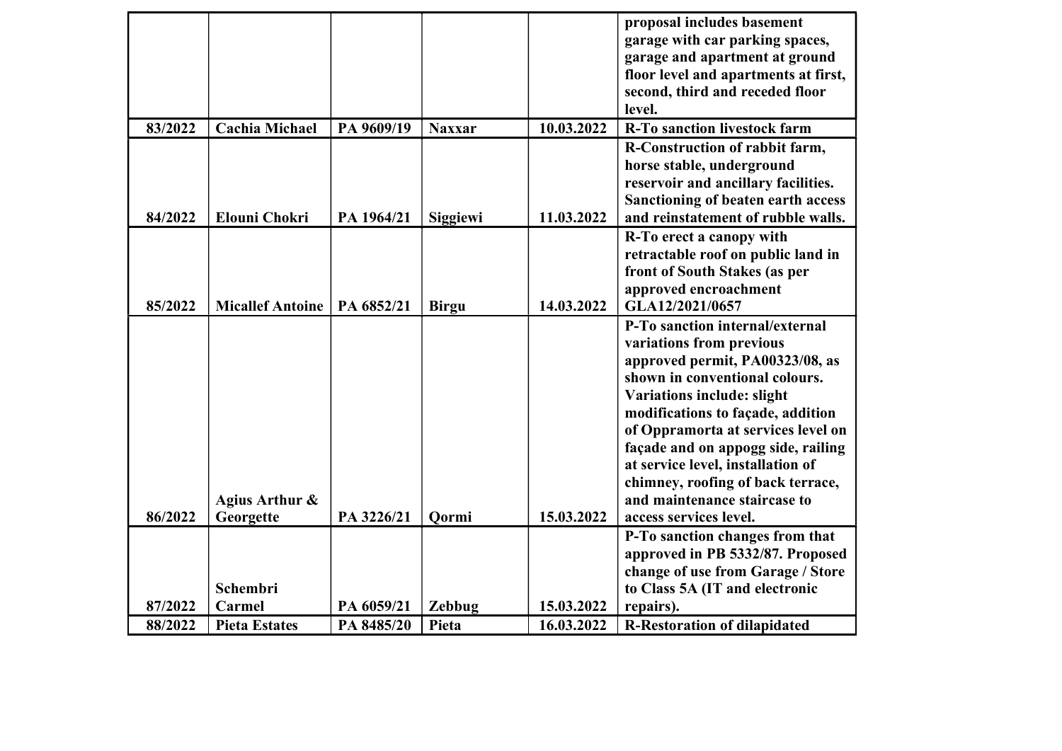| | | | | | |
|---|---|---|---|---|---|
| | | | | | **proposal includes basement garage with car parking spaces, garage and apartment at ground floor level and apartments at first, second, third and receded floor level.** |
| **83/2022** | **Cachia Michael** | **PA 9609/19** | **Naxxar** | **10.03.2022** | **R-To sanction livestock farm** |
| **84/2022** | **Elouni Chokri** | **PA 1964/21** | **Siggiewi** | **11.03.2022** | **R-Construction of rabbit farm, horse stable, underground reservoir and ancillary facilities. Sanctioning of beaten earth access and reinstatement of rubble walls.** |
| **85/2022** | **Micallef Antoine** | **PA 6852/21** | **Birgu** | **14.03.2022** | **R-To erect a canopy with retractable roof on public land in front of South Stakes (as per approved encroachment GLA12/2021/0657** |
| **86/2022** | **Agius Arthur & Georgette** | **PA 3226/21** | **Qormi** | **15.03.2022** | **P-To sanction internal/external variations from previous approved permit, PA00323/08, as shown in conventional colours. Variations include: slight modifications to façade, addition of Oppramorta at services level on façade and on appogg side, railing at service level, installation of chimney, roofing of back terrace, and maintenance staircase to access services level.** |
| **87/2022** | **Schembri Carmel** | **PA 6059/21** | **Zebbug** | **15.03.2022** | **P-To sanction changes from that approved in PB 5332/87. Proposed change of use from Garage / Store to Class 5A (IT and electronic repairs).** |
| **88/2022** | **Pieta Estates** | **PA 8485/20** | **Pieta** | **16.03.2022** | **R-Restoration of dilapidated** |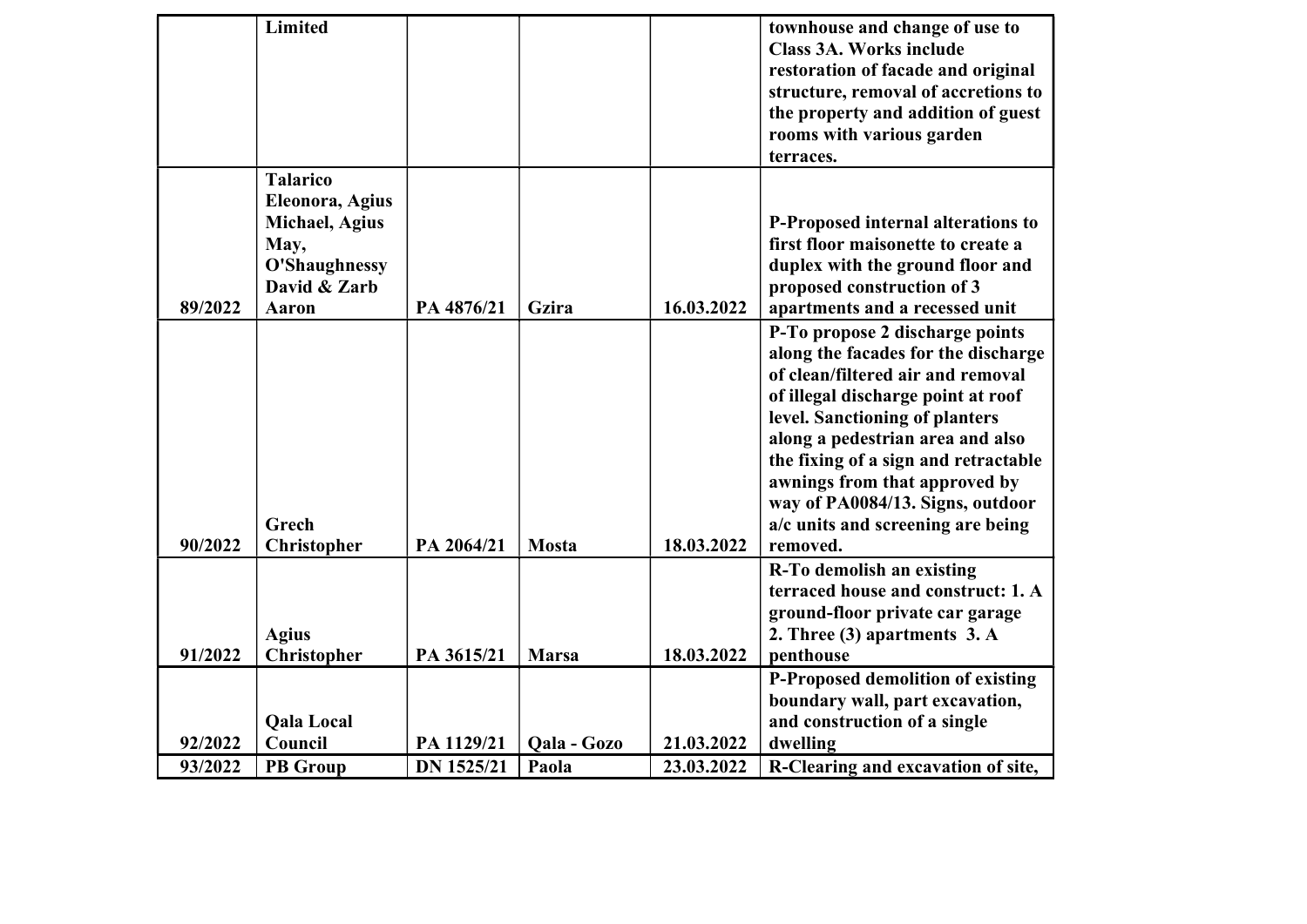|  |  |  |  |  |  |
|---|---|---|---|---|---|
|  | **Limited** |  |  |  | **townhouse and change of use to Class 3A. Works include restoration of facade and original structure, removal of accretions to the property and addition of guest rooms with various garden terraces.** |
| **89/2022** | **Talarico Eleonora, Agius Michael, Agius May, O'Shaughnessy David & Zarb Aaron** | **PA 4876/21** | **Gzira** | **16.03.2022** | **P-Proposed internal alterations to first floor maisonette to create a duplex with the ground floor and proposed construction of 3 apartments and a recessed unit** |
| **90/2022** | **Grech Christopher** | **PA 2064/21** | **Mosta** | **18.03.2022** | **P-To propose 2 discharge points along the facades for the discharge of clean/filtered air and removal of illegal discharge point at roof level. Sanctioning of planters along a pedestrian area and also the fixing of a sign and retractable awnings from that approved by way of PA0084/13. Signs, outdoor a/c units and screening are being removed.** |
| **91/2022** | **Agius Christopher** | **PA 3615/21** | **Marsa** | **18.03.2022** | **R-To demolish an existing terraced house and construct: 1. A ground-floor private car garage 2. Three (3) apartments 3. A penthouse** |
| **92/2022** | **Qala Local Council** | **PA 1129/21** | **Qala - Gozo** | **21.03.2022** | **P-Proposed demolition of existing boundary wall, part excavation, and construction of a single dwelling** |
| **93/2022** | **PB Group** | **DN 1525/21** | **Paola** | **23.03.2022** | **R-Clearing and excavation of site,** |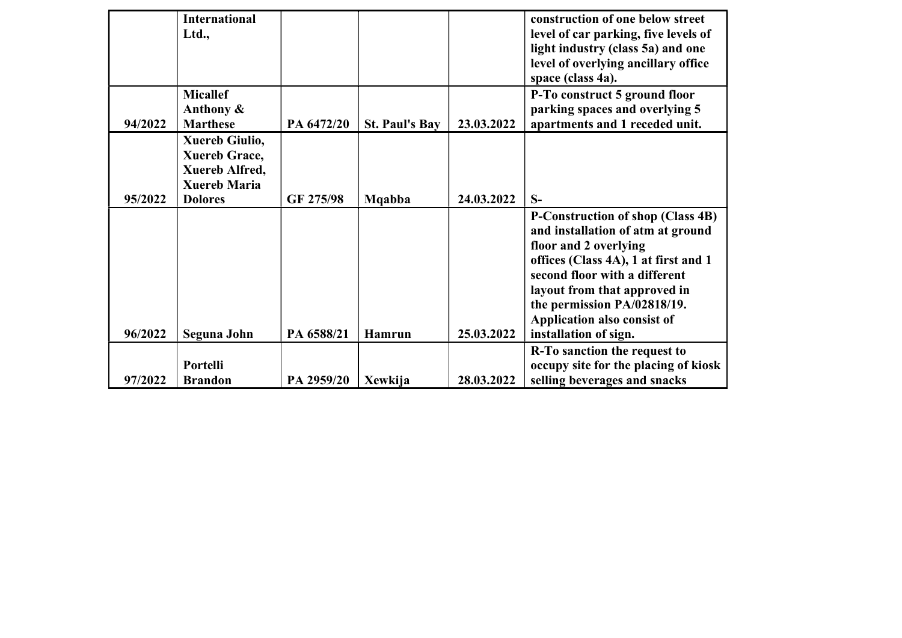| | | | | | |
|---|---|---|---|---|---|
| | International Ltd., | | | | construction of one below street level of car parking, five levels of light industry (class 5a) and one level of overlying ancillary office space (class 4a). |
| 94/2022 | Micallef Anthony & Marthese | PA 6472/20 | St. Paul's Bay | 23.03.2022 | P-To construct 5 ground floor parking spaces and overlying 5 apartments and 1 receded unit. |
| 95/2022 | Xuereb Giulio, Xuereb Grace, Xuereb Alfred, Xuereb Maria Dolores | GF 275/98 | Mqabba | 24.03.2022 | S- |
| 96/2022 | Seguna John | PA 6588/21 | Hamrun | 25.03.2022 | P-Construction of shop (Class 4B) and installation of atm at ground floor and 2 overlying offices (Class 4A), 1 at first and 1 second floor with a different layout from that approved in the permission PA/02818/19. Application also consist of installation of sign. |
| 97/2022 | Portelli Brandon | PA 2959/20 | Xewkija | 28.03.2022 | R-To sanction the request to occupy site for the placing of kiosk selling beverages and snacks |